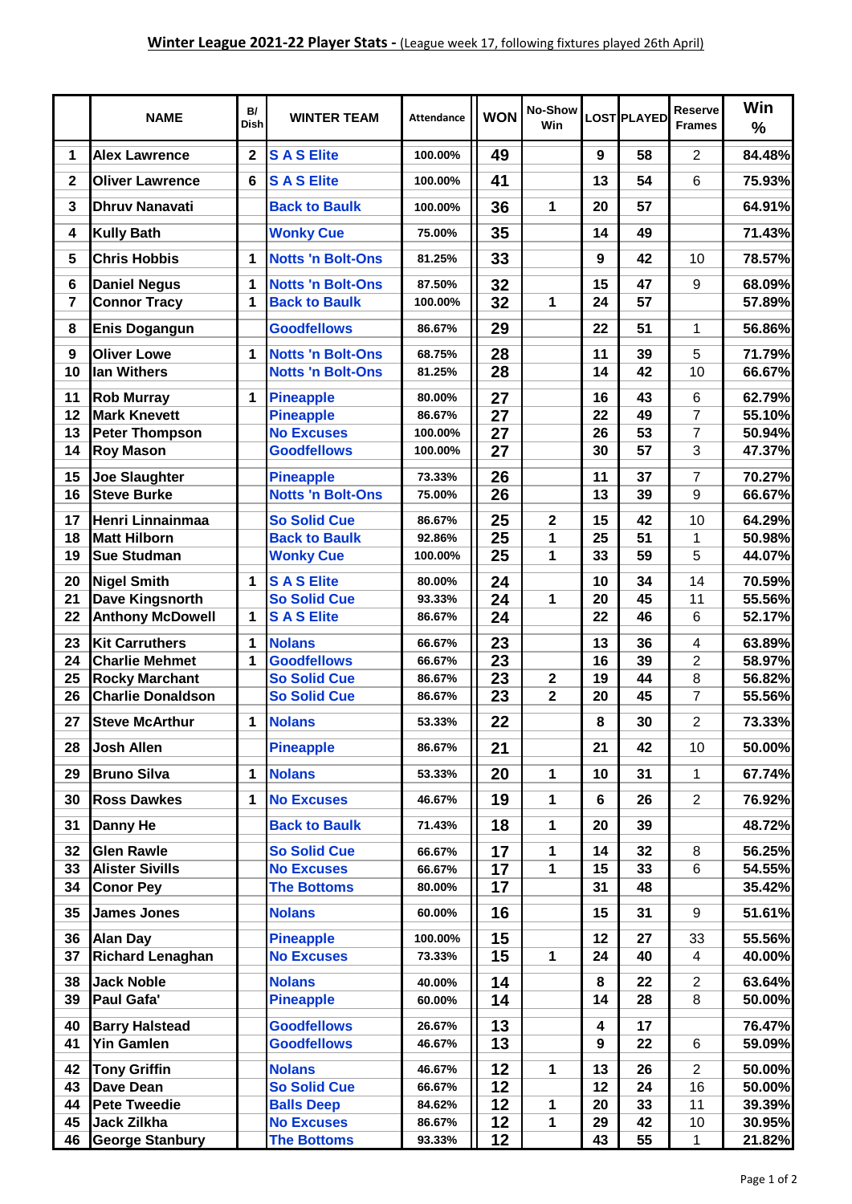# Winter League 2021-22 Player Stats - (League week 17, following fixtures played 26th April)

| | NAME | B/ Dish | WINTER TEAM | Attendance | WON | No-Show Win | LOST | PLAYED | Reserve Frames | Win % |
|---|---|---|---|---|---|---|---|---|---|---|
| 1 | Alex Lawrence | 2 | S A S Elite | 100.00% | 49 | | 9 | 58 | 2 | 84.48% |
| 2 | Oliver Lawrence | 6 | S A S Elite | 100.00% | 41 | | 13 | 54 | 6 | 75.93% |
| 3 | Dhruv Nanavati | | Back to Baulk | 100.00% | 36 | 1 | 20 | 57 | | 64.91% |
| 4 | Kully Bath | | Wonky Cue | 75.00% | 35 | | 14 | 49 | | 71.43% |
| 5 | Chris Hobbis | 1 | Notts 'n Bolt-Ons | 81.25% | 33 | | 9 | 42 | 10 | 78.57% |
| 6 | Daniel Negus | 1 | Notts 'n Bolt-Ons | 87.50% | 32 | | 15 | 47 | 9 | 68.09% |
| 7 | Connor Tracy | 1 | Back to Baulk | 100.00% | 32 | 1 | 24 | 57 | | 57.89% |
| 8 | Enis Dogangun | | Goodfellows | 86.67% | 29 | | 22 | 51 | 1 | 56.86% |
| 9 | Oliver Lowe | 1 | Notts 'n Bolt-Ons | 68.75% | 28 | | 11 | 39 | 5 | 71.79% |
| 10 | Ian Withers | | Notts 'n Bolt-Ons | 81.25% | 28 | | 14 | 42 | 10 | 66.67% |
| 11 | Rob Murray | 1 | Pineapple | 80.00% | 27 | | 16 | 43 | 6 | 62.79% |
| 12 | Mark Knevett | | Pineapple | 86.67% | 27 | | 22 | 49 | 7 | 55.10% |
| 13 | Peter Thompson | | No Excuses | 100.00% | 27 | | 26 | 53 | 7 | 50.94% |
| 14 | Roy Mason | | Goodfellows | 100.00% | 27 | | 30 | 57 | 3 | 47.37% |
| 15 | Joe Slaughter | | Pineapple | 73.33% | 26 | | 11 | 37 | 7 | 70.27% |
| 16 | Steve Burke | | Notts 'n Bolt-Ons | 75.00% | 26 | | 13 | 39 | 9 | 66.67% |
| 17 | Henri Linnainmaa | | So Solid Cue | 86.67% | 25 | 2 | 15 | 42 | 10 | 64.29% |
| 18 | Matt Hilborn | | Back to Baulk | 92.86% | 25 | 1 | 25 | 51 | 1 | 50.98% |
| 19 | Sue Studman | | Wonky Cue | 100.00% | 25 | 1 | 33 | 59 | 5 | 44.07% |
| 20 | Nigel Smith | 1 | S A S Elite | 80.00% | 24 | | 10 | 34 | 14 | 70.59% |
| 21 | Dave Kingsnorth | | So Solid Cue | 93.33% | 24 | 1 | 20 | 45 | 11 | 55.56% |
| 22 | Anthony McDowell | 1 | S A S Elite | 86.67% | 24 | | 22 | 46 | 6 | 52.17% |
| 23 | Kit Carruthers | 1 | Nolans | 66.67% | 23 | | 13 | 36 | 4 | 63.89% |
| 24 | Charlie Mehmet | 1 | Goodfellows | 66.67% | 23 | | 16 | 39 | 2 | 58.97% |
| 25 | Rocky Marchant | | So Solid Cue | 86.67% | 23 | 2 | 19 | 44 | 8 | 56.82% |
| 26 | Charlie Donaldson | | So Solid Cue | 86.67% | 23 | 2 | 20 | 45 | 7 | 55.56% |
| 27 | Steve McArthur | 1 | Nolans | 53.33% | 22 | | 8 | 30 | 2 | 73.33% |
| 28 | Josh Allen | | Pineapple | 86.67% | 21 | | 21 | 42 | 10 | 50.00% |
| 29 | Bruno Silva | 1 | Nolans | 53.33% | 20 | 1 | 10 | 31 | 1 | 67.74% |
| 30 | Ross Dawkes | 1 | No Excuses | 46.67% | 19 | 1 | 6 | 26 | 2 | 76.92% |
| 31 | Danny He | | Back to Baulk | 71.43% | 18 | 1 | 20 | 39 | | 48.72% |
| 32 | Glen Rawle | | So Solid Cue | 66.67% | 17 | 1 | 14 | 32 | 8 | 56.25% |
| 33 | Alister Sivills | | No Excuses | 66.67% | 17 | 1 | 15 | 33 | 6 | 54.55% |
| 34 | Conor Pey | | The Bottoms | 80.00% | 17 | | 31 | 48 | | 35.42% |
| 35 | James Jones | | Nolans | 60.00% | 16 | | 15 | 31 | 9 | 51.61% |
| 36 | Alan Day | | Pineapple | 100.00% | 15 | | 12 | 27 | 33 | 55.56% |
| 37 | Richard Lenaghan | | No Excuses | 73.33% | 15 | 1 | 24 | 40 | 4 | 40.00% |
| 38 | Jack Noble | | Nolans | 40.00% | 14 | | 8 | 22 | 2 | 63.64% |
| 39 | Paul Gafa' | | Pineapple | 60.00% | 14 | | 14 | 28 | 8 | 50.00% |
| 40 | Barry Halstead | | Goodfellows | 26.67% | 13 | | 4 | 17 | | 76.47% |
| 41 | Yin Gamlen | | Goodfellows | 46.67% | 13 | | 9 | 22 | 6 | 59.09% |
| 42 | Tony Griffin | | Nolans | 46.67% | 12 | 1 | 13 | 26 | 2 | 50.00% |
| 43 | Dave Dean | | So Solid Cue | 66.67% | 12 | | 12 | 24 | 16 | 50.00% |
| 44 | Pete Tweedie | | Balls Deep | 84.62% | 12 | 1 | 20 | 33 | 11 | 39.39% |
| 45 | Jack Zilkha | | No Excuses | 86.67% | 12 | 1 | 29 | 42 | 10 | 30.95% |
| 46 | George Stanbury | | The Bottoms | 93.33% | 12 | | 43 | 55 | 1 | 21.82% |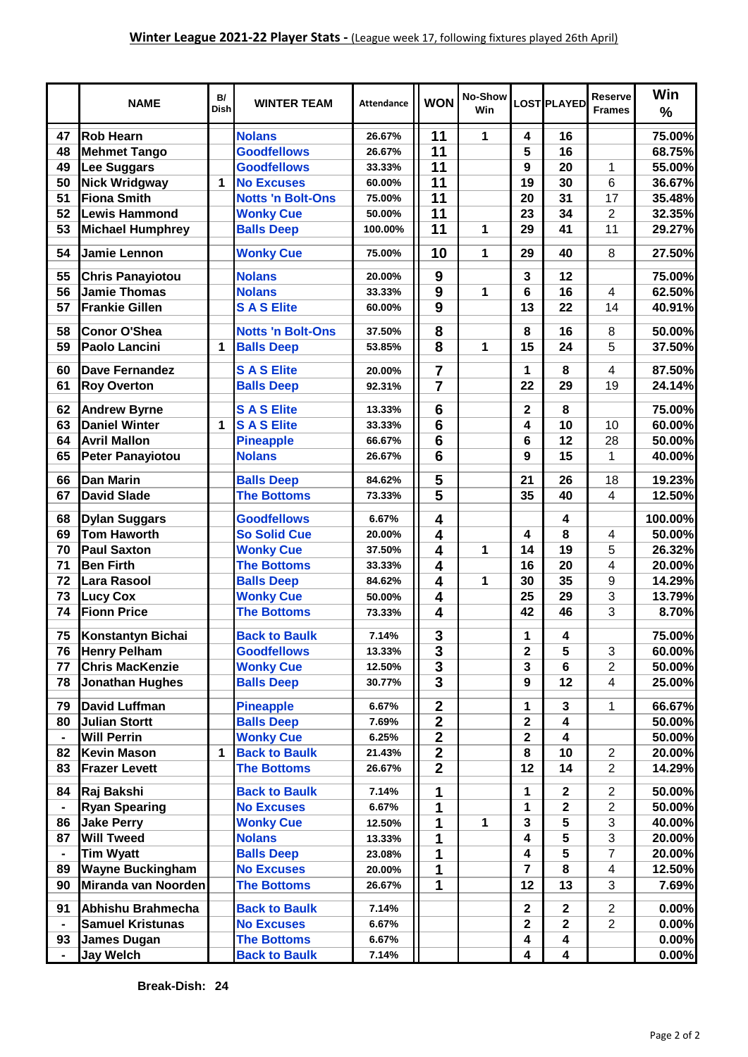**Winter League 2021-22 Player Stats -** (League week 17, following fixtures played 26th April)

| | NAME | B/ Dish | WINTER TEAM | Attendance | WON | No-Show Win | LOST | PLAYED | Reserve Frames | Win % |
|---|---|---|---|---|---|---|---|---|---|---|
| 47 | Rob Hearn | | Nolans | 26.67% | 11 | 1 | 4 | 16 | | 75.00% |
| 48 | Mehmet Tango | | Goodfellows | 26.67% | 11 | | 5 | 16 | | 68.75% |
| 49 | Lee Suggars | | Goodfellows | 33.33% | 11 | | 9 | 20 | 1 | 55.00% |
| 50 | Nick Wridgway | 1 | No Excuses | 60.00% | 11 | | 19 | 30 | 6 | 36.67% |
| 51 | Fiona Smith | | Notts 'n Bolt-Ons | 75.00% | 11 | | 20 | 31 | 17 | 35.48% |
| 52 | Lewis Hammond | | Wonky Cue | 50.00% | 11 | | 23 | 34 | 2 | 32.35% |
| 53 | Michael Humphrey | | Balls Deep | 100.00% | 11 | 1 | 29 | 41 | 11 | 29.27% |
| 54 | Jamie Lennon | | Wonky Cue | 75.00% | 10 | 1 | 29 | 40 | 8 | 27.50% |
| 55 | Chris Panayiotou | | Nolans | 20.00% | 9 | | 3 | 12 | | 75.00% |
| 56 | Jamie Thomas | | Nolans | 33.33% | 9 | 1 | 6 | 16 | 4 | 62.50% |
| 57 | Frankie Gillen | | S A S Elite | 60.00% | 9 | | 13 | 22 | 14 | 40.91% |
| 58 | Conor O'Shea | | Notts 'n Bolt-Ons | 37.50% | 8 | | 8 | 16 | 8 | 50.00% |
| 59 | Paolo Lancini | 1 | Balls Deep | 53.85% | 8 | 1 | 15 | 24 | 5 | 37.50% |
| 60 | Dave Fernandez | | S A S Elite | 20.00% | 7 | | 1 | 8 | 4 | 87.50% |
| 61 | Roy Overton | | Balls Deep | 92.31% | 7 | | 22 | 29 | 19 | 24.14% |
| 62 | Andrew Byrne | | S A S Elite | 13.33% | 6 | | 2 | 8 | | 75.00% |
| 63 | Daniel Winter | 1 | S A S Elite | 33.33% | 6 | | 4 | 10 | 10 | 60.00% |
| 64 | Avril Mallon | | Pineapple | 66.67% | 6 | | 6 | 12 | 28 | 50.00% |
| 65 | Peter Panayiotou | | Nolans | 26.67% | 6 | | 9 | 15 | 1 | 40.00% |
| 66 | Dan Marin | | Balls Deep | 84.62% | 5 | | 21 | 26 | 18 | 19.23% |
| 67 | David Slade | | The Bottoms | 73.33% | 5 | | 35 | 40 | 4 | 12.50% |
| 68 | Dylan Suggars | | Goodfellows | 6.67% | 4 | | | 4 | | 100.00% |
| 69 | Tom Haworth | | So Solid Cue | 20.00% | 4 | | 4 | 8 | 4 | 50.00% |
| 70 | Paul Saxton | | Wonky Cue | 37.50% | 4 | 1 | 14 | 19 | 5 | 26.32% |
| 71 | Ben Firth | | The Bottoms | 33.33% | 4 | | 16 | 20 | 4 | 20.00% |
| 72 | Lara Rasool | | Balls Deep | 84.62% | 4 | 1 | 30 | 35 | 9 | 14.29% |
| 73 | Lucy Cox | | Wonky Cue | 50.00% | 4 | | 25 | 29 | 3 | 13.79% |
| 74 | Fionn Price | | The Bottoms | 73.33% | 4 | | 42 | 46 | 3 | 8.70% |
| 75 | Konstantyn Bichai | | Back to Baulk | 7.14% | 3 | | 1 | 4 | | 75.00% |
| 76 | Henry Pelham | | Goodfellows | 13.33% | 3 | | 2 | 5 | 3 | 60.00% |
| 77 | Chris MacKenzie | | Wonky Cue | 12.50% | 3 | | 3 | 6 | 2 | 50.00% |
| 78 | Jonathan Hughes | | Balls Deep | 30.77% | 3 | | 9 | 12 | 4 | 25.00% |
| 79 | David Luffman | | Pineapple | 6.67% | 2 | | 1 | 3 | 1 | 66.67% |
| 80 | Julian Stortt | | Balls Deep | 7.69% | 2 | | 2 | 4 | | 50.00% |
| - | Will Perrin | | Wonky Cue | 6.25% | 2 | | 2 | 4 | | 50.00% |
| 82 | Kevin Mason | 1 | Back to Baulk | 21.43% | 2 | | 8 | 10 | 2 | 20.00% |
| 83 | Frazer Levett | | The Bottoms | 26.67% | 2 | | 12 | 14 | 2 | 14.29% |
| 84 | Raj Bakshi | | Back to Baulk | 7.14% | 1 | | 1 | 2 | 2 | 50.00% |
| - | Ryan Spearing | | No Excuses | 6.67% | 1 | | 1 | 2 | 2 | 50.00% |
| 86 | Jake Perry | | Wonky Cue | 12.50% | 1 | 1 | 3 | 5 | 3 | 40.00% |
| 87 | Will Tweed | | Nolans | 13.33% | 1 | | 4 | 5 | 3 | 20.00% |
| - | Tim Wyatt | | Balls Deep | 23.08% | 1 | | 4 | 5 | 7 | 20.00% |
| 89 | Wayne Buckingham | | No Excuses | 20.00% | 1 | | 7 | 8 | 4 | 12.50% |
| 90 | Miranda van Noorden | | The Bottoms | 26.67% | 1 | | 12 | 13 | 3 | 7.69% |
| 91 | Abhishu Brahmecha | | Back to Baulk | 7.14% | | | 2 | 2 | 2 | 0.00% |
| - | Samuel Kristunas | | No Excuses | 6.67% | | | 2 | 2 | 2 | 0.00% |
| 93 | James Dugan | | The Bottoms | 6.67% | | | 4 | 4 | | 0.00% |
| - | Jay Welch | | Back to Baulk | 7.14% | | | 4 | 4 | | 0.00% |

**Break-Dish: 24**